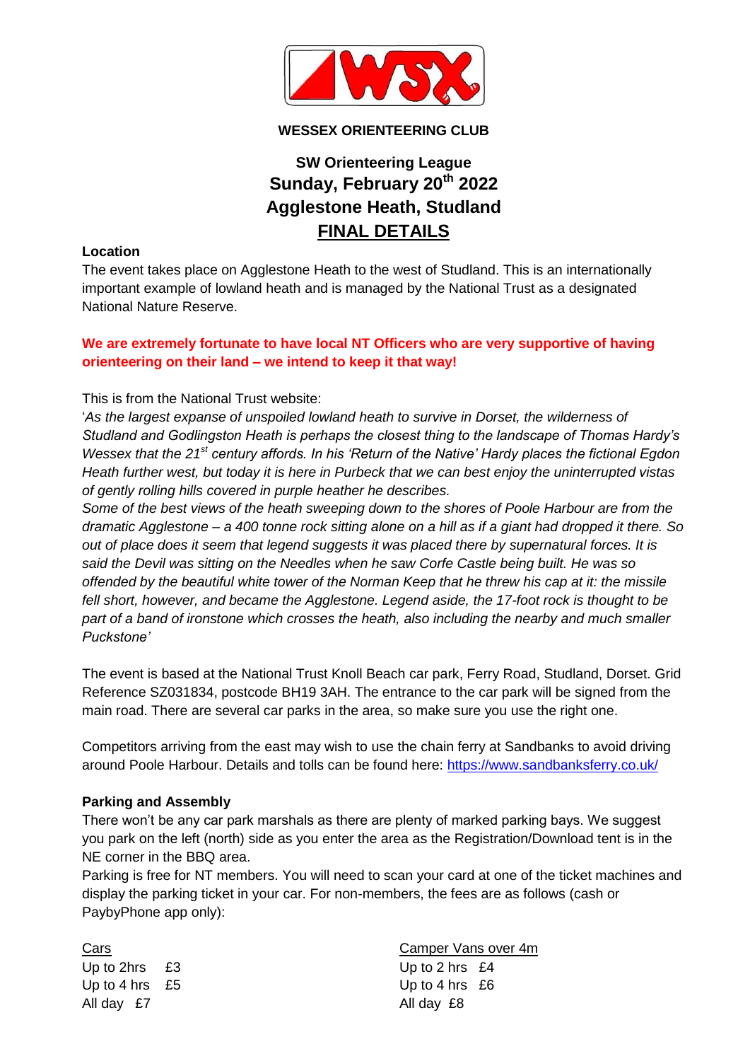**WESSEX ORIENTEERING CLUB**

# SW Orienteering League
# Sunday, February 20th 2022
# Agglestone Heath, Studland
# FINAL DETAILS

### Location

The event takes place on Agglestone Heath to the west of Studland. This is an internationally important example of lowland heath and is managed by the National Trust as a designated National Nature Reserve.

**We are extremely fortunate to have local NT Officers who are very supportive of having orienteering on their land – we intend to keep it that way!**

This is from the National Trust website:

'*As the largest expanse of unspoiled lowland heath to survive in Dorset, the wilderness of Studland and Godlingston Heath is perhaps the closest thing to the landscape of Thomas Hardy's Wessex that the 21st century affords. In his 'Return of the Native' Hardy places the fictional Egdon Heath further west, but today it is here in Purbeck that we can best enjoy the uninterrupted vistas of gently rolling hills covered in purple heather he describes.*

*Some of the best views of the heath sweeping down to the shores of Poole Harbour are from the dramatic Agglestone – a 400 tonne rock sitting alone on a hill as if a giant had dropped it there. So out of place does it seem that legend suggests it was placed there by supernatural forces. It is said the Devil was sitting on the Needles when he saw Corfe Castle being built. He was so offended by the beautiful white tower of the Norman Keep that he threw his cap at it: the missile fell short, however, and became the Agglestone. Legend aside, the 17-foot rock is thought to be part of a band of ironstone which crosses the heath, also including the nearby and much smaller Puckstone'*

The event is based at the National Trust Knoll Beach car park, Ferry Road, Studland, Dorset. Grid Reference SZ031834, postcode BH19 3AH. The entrance to the car park will be signed from the main road. There are several car parks in the area, so make sure you use the right one.

Competitors arriving from the east may wish to use the chain ferry at Sandbanks to avoid driving around Poole Harbour. Details and tolls can be found here: https://www.sandbanksferry.co.uk/

### Parking and Assembly

There won't be any car park marshals as there are plenty of marked parking bays. We suggest you park on the left (north) side as you enter the area as the Registration/Download tent is in the NE corner in the BBQ area.

Parking is free for NT members. You will need to scan your card at one of the ticket machines and display the parking ticket in your car. For non-members, the fees are as follows (cash or PaybyPhone app only):

| Cars | | Camper Vans over 4m | |
|---|---|---|---|
| Up to 2hrs | £3 | Up to 2 hrs | £4 |
| Up to 4 hrs | £5 | Up to 4 hrs | £6 |
| All day | £7 | All day | £8 |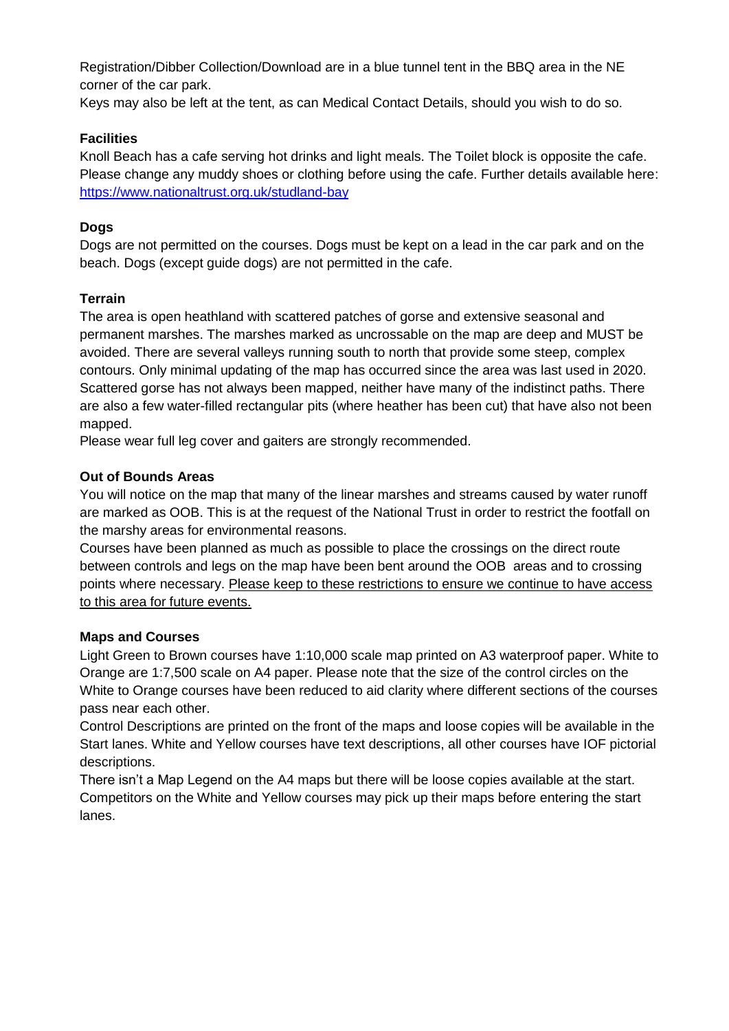Registration/Dibber Collection/Download are in a blue tunnel tent in the BBQ area in the NE corner of the car park.

Keys may also be left at the tent, as can Medical Contact Details, should you wish to do so.

**Facilities**

Knoll Beach has a cafe serving hot drinks and light meals. The Toilet block is opposite the cafe. Please change any muddy shoes or clothing before using the cafe. Further details available here: [https://www.nationaltrust.org.uk/studland-bay](https://www.nationaltrust.org.uk/studland-bay)

**Dogs**

Dogs are not permitted on the courses. Dogs must be kept on a lead in the car park and on the beach. Dogs (except guide dogs) are not permitted in the cafe.

**Terrain**

The area is open heathland with scattered patches of gorse and extensive seasonal and permanent marshes. The marshes marked as uncrossable on the map are deep and MUST be avoided. There are several valleys running south to north that provide some steep, complex contours. Only minimal updating of the map has occurred since the area was last used in 2020. Scattered gorse has not always been mapped, neither have many of the indistinct paths. There are also a few water-filled rectangular pits (where heather has been cut) that have also not been mapped.

Please wear full leg cover and gaiters are strongly recommended.

**Out of Bounds Areas**

You will notice on the map that many of the linear marshes and streams caused by water runoff are marked as OOB. This is at the request of the National Trust in order to restrict the footfall on the marshy areas for environmental reasons.

Courses have been planned as much as possible to place the crossings on the direct route between controls and legs on the map have been bent around the OOB areas and to crossing points where necessary. <u>Please keep to these restrictions to ensure we continue to have access to this area for future events.</u>

**Maps and Courses**

Light Green to Brown courses have 1:10,000 scale map printed on A3 waterproof paper. White to Orange are 1:7,500 scale on A4 paper. Please note that the size of the control circles on the White to Orange courses have been reduced to aid clarity where different sections of the courses pass near each other.

Control Descriptions are printed on the front of the maps and loose copies will be available in the Start lanes. White and Yellow courses have text descriptions, all other courses have IOF pictorial descriptions.

There isn't a Map Legend on the A4 maps but there will be loose copies available at the start. Competitors on the White and Yellow courses may pick up their maps before entering the start lanes.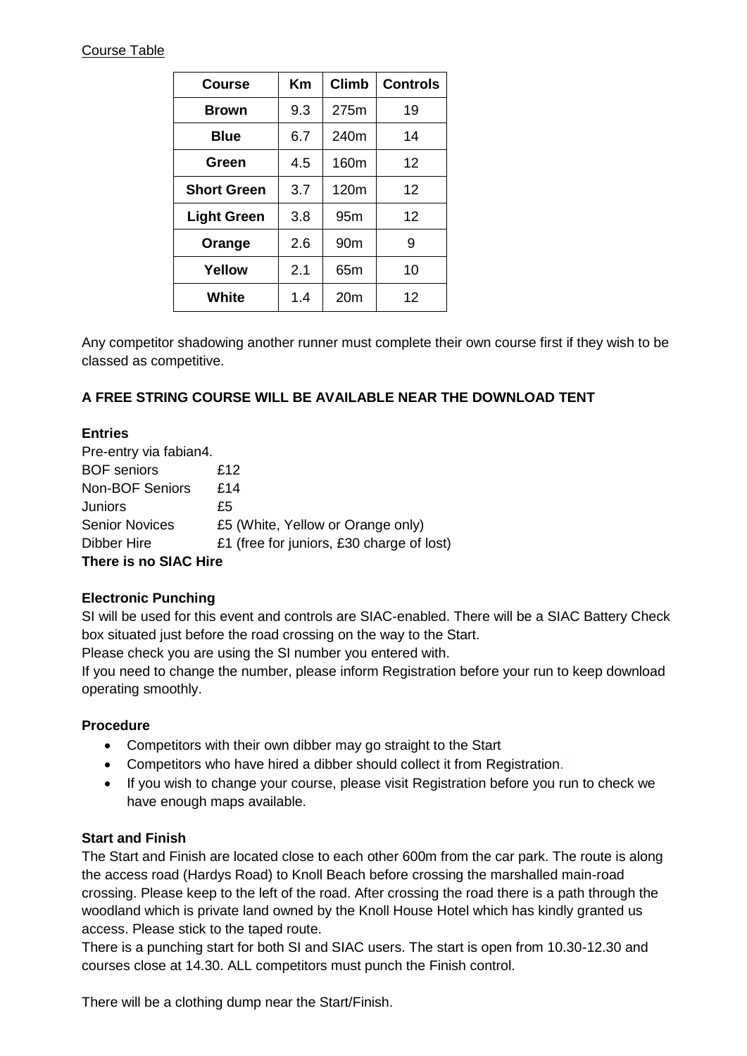Course Table

| Course | Km | Climb | Controls |
|---|---|---|---|
| **Brown** | 9.3 | 275m | 19 |
| **Blue** | 6.7 | 240m | 14 |
| **Green** | 4.5 | 160m | 12 |
| **Short Green** | 3.7 | 120m | 12 |
| **Light Green** | 3.8 | 95m | 12 |
| **Orange** | 2.6 | 90m | 9 |
| **Yellow** | 2.1 | 65m | 10 |
| **White** | 1.4 | 20m | 12 |

Any competitor shadowing another runner must complete their own course first if they wish to be classed as competitive.

**A FREE STRING COURSE WILL BE AVAILABLE NEAR THE DOWNLOAD TENT**

**Entries**

Pre-entry via fabian4.

| | |
|---|---|
| BOF seniors | £12 |
| Non-BOF Seniors | £14 |
| Juniors | £5 |
| Senior Novices | £5 (White, Yellow or Orange only) |
| Dibber Hire | £1 (free for juniors, £30 charge of lost) |

**There is no SIAC Hire**

**Electronic Punching**

SI will be used for this event and controls are SIAC-enabled. There will be a SIAC Battery Check box situated just before the road crossing on the way to the Start.

Please check you are using the SI number you entered with.

If you need to change the number, please inform Registration before your run to keep download operating smoothly.

**Procedure**

- Competitors with their own dibber may go straight to the Start
- Competitors who have hired a dibber should collect it from Registration.
- If you wish to change your course, please visit Registration before you run to check we have enough maps available.

**Start and Finish**

The Start and Finish are located close to each other 600m from the car park. The route is along the access road (Hardys Road) to Knoll Beach before crossing the marshalled main-road crossing. Please keep to the left of the road. After crossing the road there is a path through the woodland which is private land owned by the Knoll House Hotel which has kindly granted us access. Please stick to the taped route.

There is a punching start for both SI and SIAC users. The start is open from 10.30-12.30 and courses close at 14.30. ALL competitors must punch the Finish control.

There will be a clothing dump near the Start/Finish.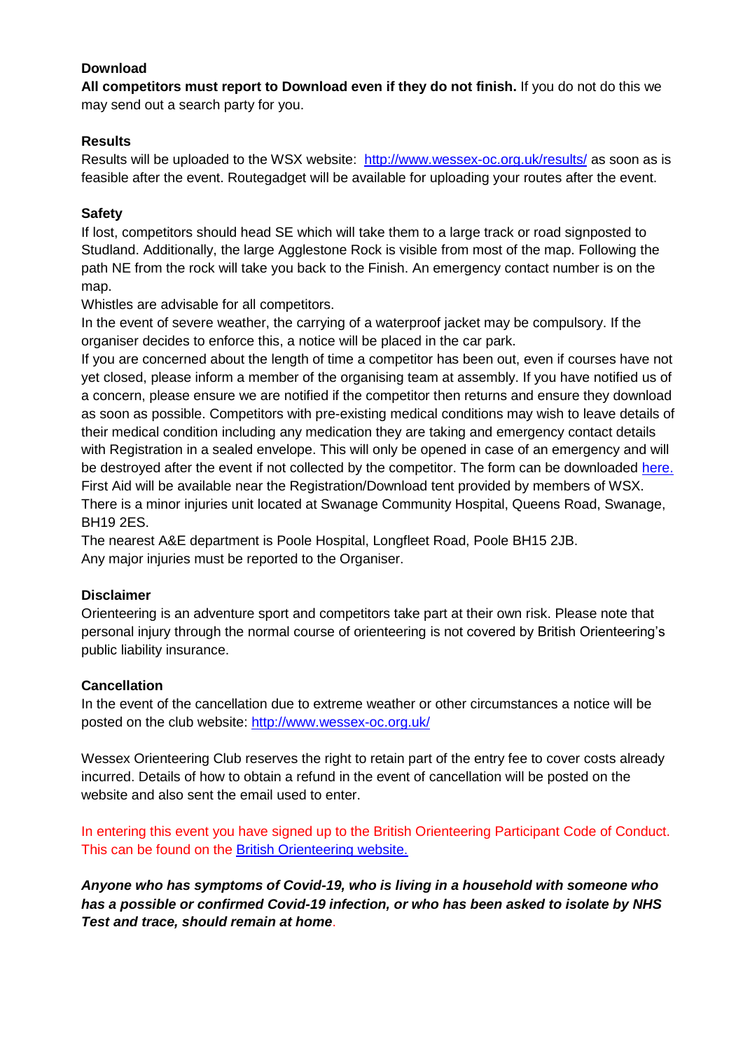**Download**

**All competitors must report to Download even if they do not finish.** If you do not do this we may send out a search party for you.

**Results**

Results will be uploaded to the WSX website: [http://www.wessex-oc.org.uk/results/](http://www.wessex-oc.org.uk/results/) as soon as is feasible after the event. Routegadget will be available for uploading your routes after the event.

**Safety**

If lost, competitors should head SE which will take them to a large track or road signposted to Studland. Additionally, the large Agglestone Rock is visible from most of the map. Following the path NE from the rock will take you back to the Finish. An emergency contact number is on the map.

Whistles are advisable for all competitors.

In the event of severe weather, the carrying of a waterproof jacket may be compulsory. If the organiser decides to enforce this, a notice will be placed in the car park.

If you are concerned about the length of time a competitor has been out, even if courses have not yet closed, please inform a member of the organising team at assembly. If you have notified us of a concern, please ensure we are notified if the competitor then returns and ensure they download as soon as possible. Competitors with pre-existing medical conditions may wish to leave details of their medical condition including any medication they are taking and emergency contact details with Registration in a sealed envelope. This will only be opened in case of an emergency and will be destroyed after the event if not collected by the competitor. The form can be downloaded here.

First Aid will be available near the Registration/Download tent provided by members of WSX.

There is a minor injuries unit located at Swanage Community Hospital, Queens Road, Swanage, BH19 2ES.

The nearest A&E department is Poole Hospital, Longfleet Road, Poole BH15 2JB.

Any major injuries must be reported to the Organiser.

**Disclaimer**

Orienteering is an adventure sport and competitors take part at their own risk. Please note that personal injury through the normal course of orienteering is not covered by British Orienteering's public liability insurance.

**Cancellation**

In the event of the cancellation due to extreme weather or other circumstances a notice will be posted on the club website: [http://www.wessex-oc.org.uk/](http://www.wessex-oc.org.uk/)

Wessex Orienteering Club reserves the right to retain part of the entry fee to cover costs already incurred. Details of how to obtain a refund in the event of cancellation will be posted on the website and also sent the email used to enter.

In entering this event you have signed up to the British Orienteering Participant Code of Conduct. This can be found on the British Orienteering website.

***Anyone who has symptoms of Covid-19, who is living in a household with someone who has a possible or confirmed Covid-19 infection, or who has been asked to isolate by NHS Test and trace, should remain at home.***